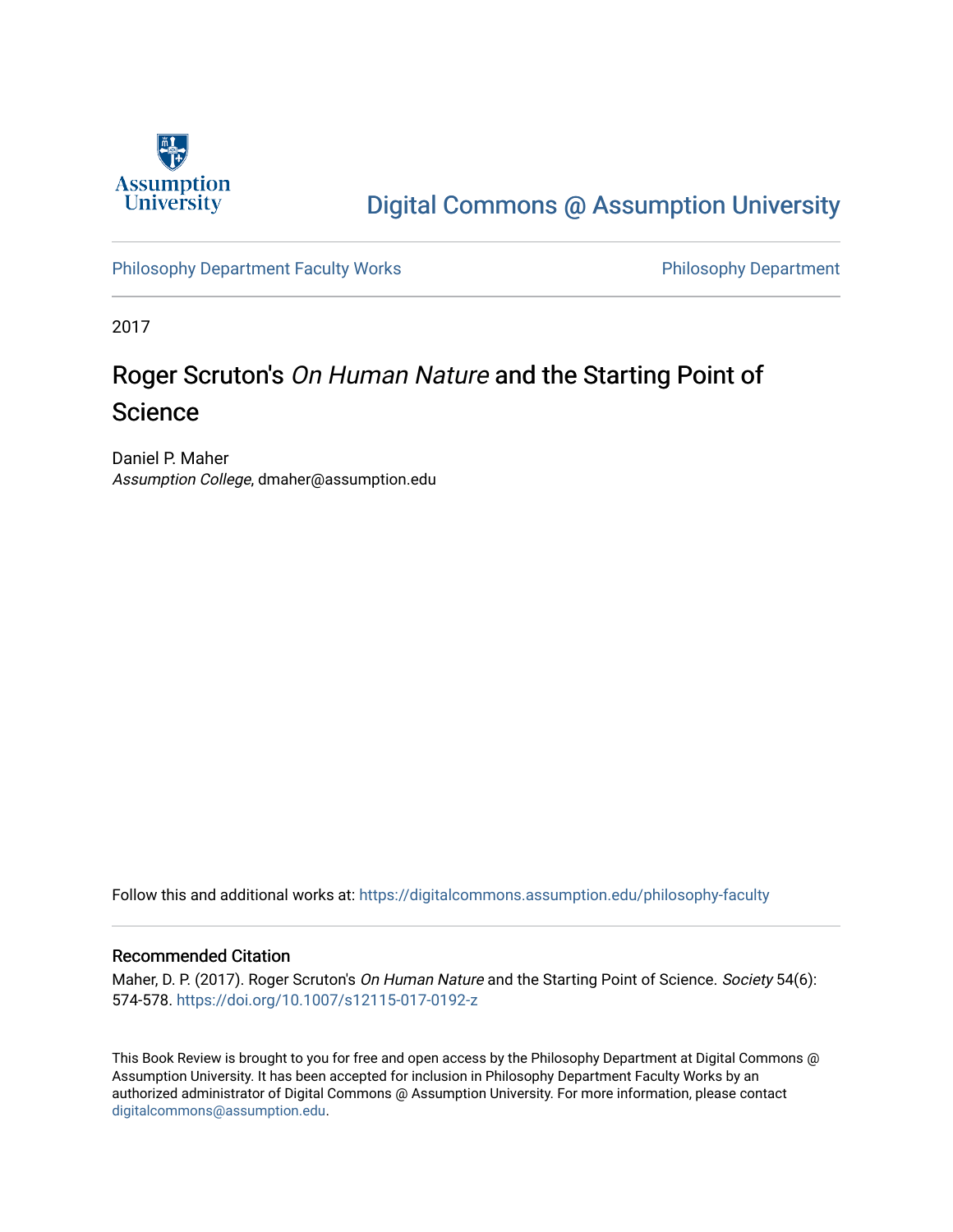Digital Commons @ Assumption University

Philosophy Department Faculty Works

Philosophy Department

2017

# Roger Scruton's *On Human Nature* and the Starting Point of Science

Daniel P. Maher
*Assumption College*, dmaher@assumption.edu

Follow this and additional works at: https://digitalcommons.assumption.edu/philosophy-faculty

## Recommended Citation

Maher, D. P. (2017). Roger Scruton's *On Human Nature* and the Starting Point of Science. *Society* 54(6): 574-578. https://doi.org/10.1007/s12115-017-0192-z

This Book Review is brought to you for free and open access by the Philosophy Department at Digital Commons @ Assumption University. It has been accepted for inclusion in Philosophy Department Faculty Works by an authorized administrator of Digital Commons @ Assumption University. For more information, please contact digitalcommons@assumption.edu.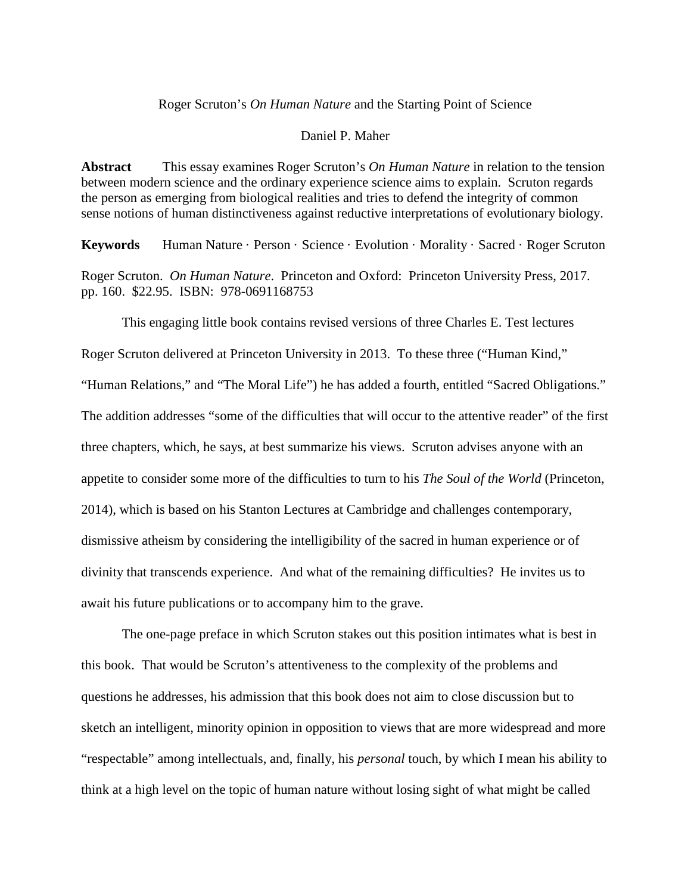Roger Scruton's *On Human Nature* and the Starting Point of Science

Daniel P. Maher

**Abstract** This essay examines Roger Scruton's *On Human Nature* in relation to the tension between modern science and the ordinary experience science aims to explain. Scruton regards the person as emerging from biological realities and tries to defend the integrity of common sense notions of human distinctiveness against reductive interpretations of evolutionary biology.

**Keywords** Human Nature · Person · Science · Evolution · Morality · Sacred · Roger Scruton

Roger Scruton. *On Human Nature*. Princeton and Oxford: Princeton University Press, 2017. pp. 160. $22.95. ISBN: 978-0691168753

This engaging little book contains revised versions of three Charles E. Test lectures Roger Scruton delivered at Princeton University in 2013. To these three ("Human Kind," "Human Relations," and "The Moral Life") he has added a fourth, entitled "Sacred Obligations." The addition addresses "some of the difficulties that will occur to the attentive reader" of the first three chapters, which, he says, at best summarize his views. Scruton advises anyone with an appetite to consider some more of the difficulties to turn to his *The Soul of the World* (Princeton, 2014), which is based on his Stanton Lectures at Cambridge and challenges contemporary, dismissive atheism by considering the intelligibility of the sacred in human experience or of divinity that transcends experience. And what of the remaining difficulties? He invites us to await his future publications or to accompany him to the grave.

The one-page preface in which Scruton stakes out this position intimates what is best in this book. That would be Scruton's attentiveness to the complexity of the problems and questions he addresses, his admission that this book does not aim to close discussion but to sketch an intelligent, minority opinion in opposition to views that are more widespread and more "respectable" among intellectuals, and, finally, his *personal* touch, by which I mean his ability to think at a high level on the topic of human nature without losing sight of what might be called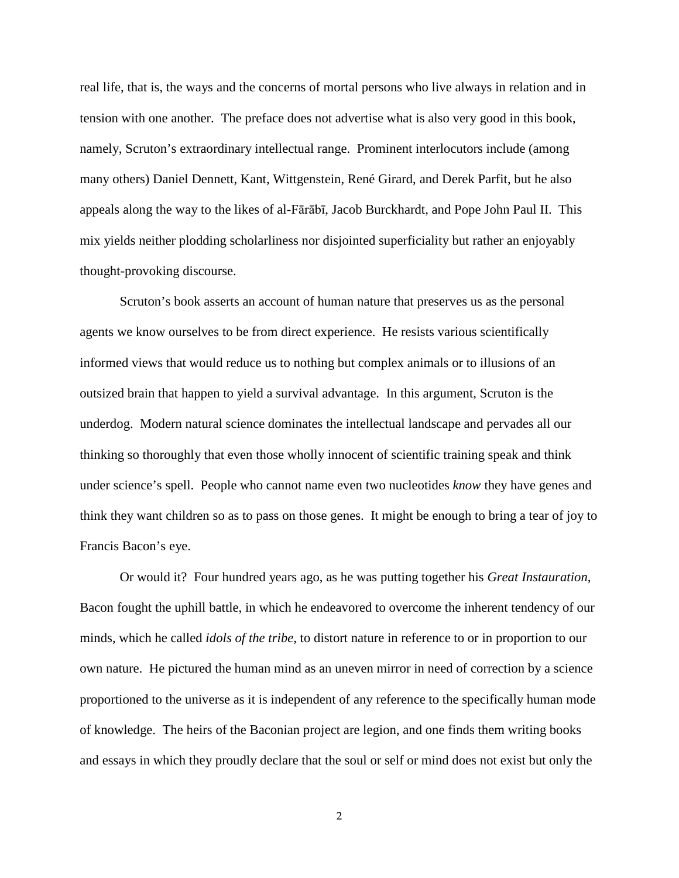real life, that is, the ways and the concerns of mortal persons who live always in relation and in tension with one another. The preface does not advertise what is also very good in this book, namely, Scruton's extraordinary intellectual range. Prominent interlocutors include (among many others) Daniel Dennett, Kant, Wittgenstein, René Girard, and Derek Parfit, but he also appeals along the way to the likes of al-Fārābī, Jacob Burckhardt, and Pope John Paul II. This mix yields neither plodding scholarliness nor disjointed superficiality but rather an enjoyably thought-provoking discourse.

Scruton's book asserts an account of human nature that preserves us as the personal agents we know ourselves to be from direct experience. He resists various scientifically informed views that would reduce us to nothing but complex animals or to illusions of an outsized brain that happen to yield a survival advantage. In this argument, Scruton is the underdog. Modern natural science dominates the intellectual landscape and pervades all our thinking so thoroughly that even those wholly innocent of scientific training speak and think under science's spell. People who cannot name even two nucleotides *know* they have genes and think they want children so as to pass on those genes. It might be enough to bring a tear of joy to Francis Bacon's eye.

Or would it? Four hundred years ago, as he was putting together his *Great Instauration*, Bacon fought the uphill battle, in which he endeavored to overcome the inherent tendency of our minds, which he called *idols of the tribe*, to distort nature in reference to or in proportion to our own nature. He pictured the human mind as an uneven mirror in need of correction by a science proportioned to the universe as it is independent of any reference to the specifically human mode of knowledge. The heirs of the Baconian project are legion, and one finds them writing books and essays in which they proudly declare that the soul or self or mind does not exist but only the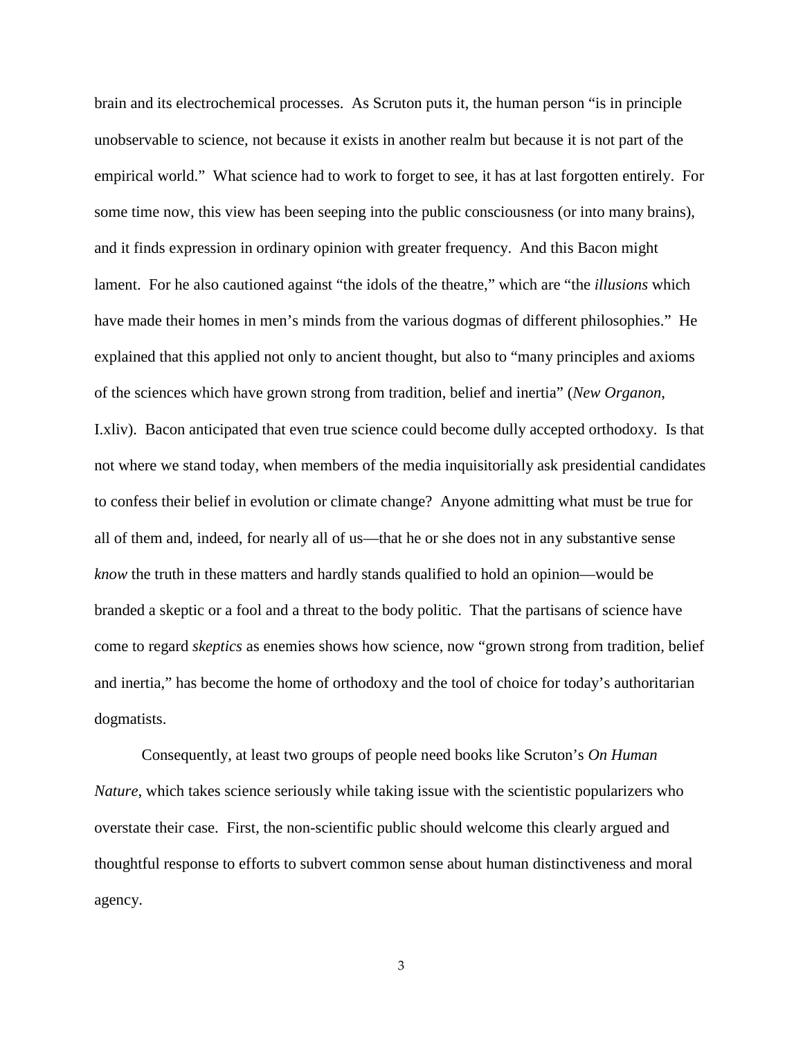brain and its electrochemical processes. As Scruton puts it, the human person "is in principle unobservable to science, not because it exists in another realm but because it is not part of the empirical world." What science had to work to forget to see, it has at last forgotten entirely. For some time now, this view has been seeping into the public consciousness (or into many brains), and it finds expression in ordinary opinion with greater frequency. And this Bacon might lament. For he also cautioned against "the idols of the theatre," which are "the *illusions* which have made their homes in men's minds from the various dogmas of different philosophies." He explained that this applied not only to ancient thought, but also to "many principles and axioms of the sciences which have grown strong from tradition, belief and inertia" (*New Organon*, I.xliv). Bacon anticipated that even true science could become dully accepted orthodoxy. Is that not where we stand today, when members of the media inquisitorially ask presidential candidates to confess their belief in evolution or climate change? Anyone admitting what must be true for all of them and, indeed, for nearly all of us—that he or she does not in any substantive sense *know* the truth in these matters and hardly stands qualified to hold an opinion—would be branded a skeptic or a fool and a threat to the body politic. That the partisans of science have come to regard *skeptics* as enemies shows how science, now "grown strong from tradition, belief and inertia," has become the home of orthodoxy and the tool of choice for today's authoritarian dogmatists.

Consequently, at least two groups of people need books like Scruton's *On Human Nature*, which takes science seriously while taking issue with the scientistic popularizers who overstate their case. First, the non-scientific public should welcome this clearly argued and thoughtful response to efforts to subvert common sense about human distinctiveness and moral agency.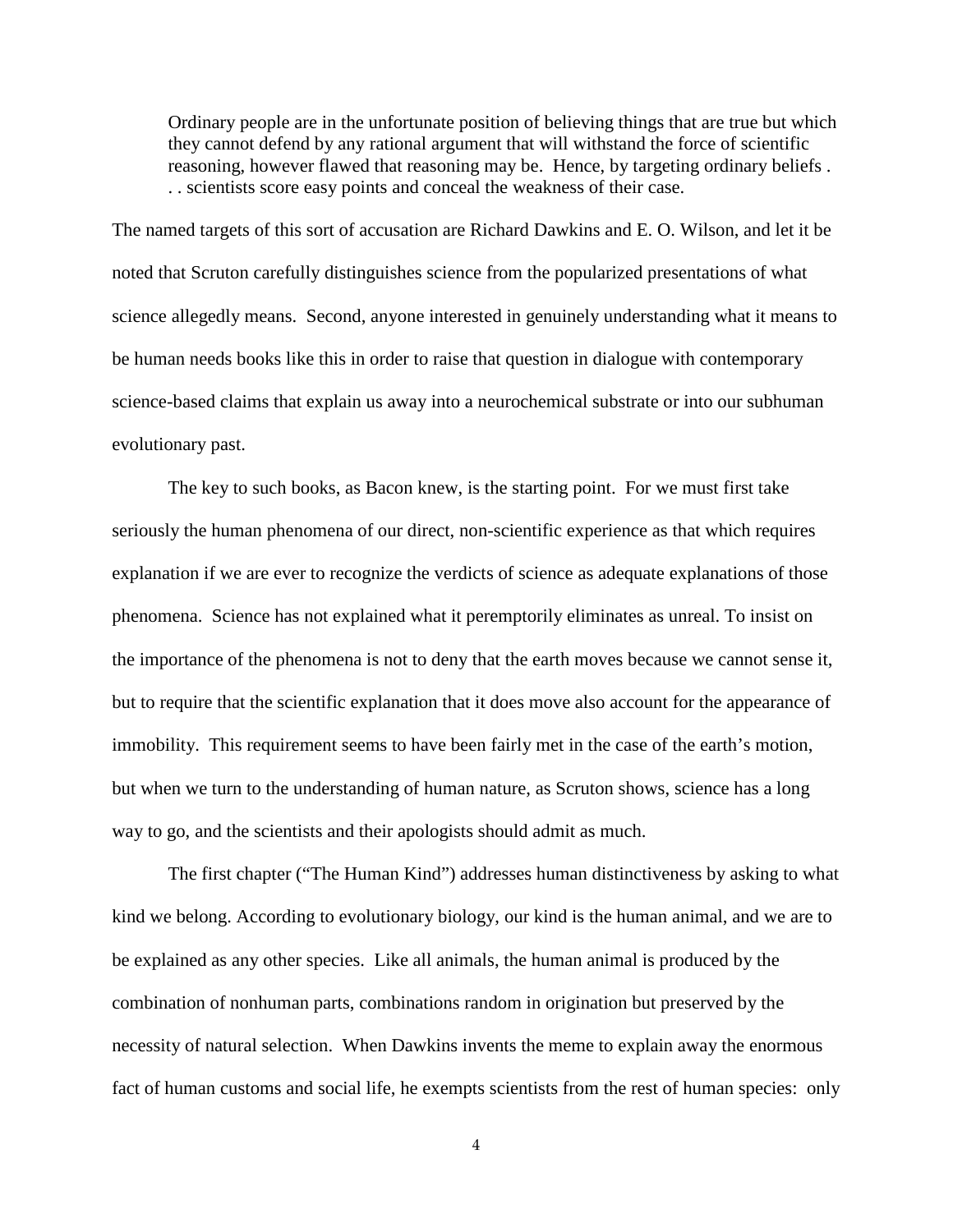> Ordinary people are in the unfortunate position of believing things that are true but which they cannot defend by any rational argument that will withstand the force of scientific reasoning, however flawed that reasoning may be. Hence, by targeting ordinary beliefs . . . scientists score easy points and conceal the weakness of their case.

The named targets of this sort of accusation are Richard Dawkins and E. O. Wilson, and let it be noted that Scruton carefully distinguishes science from the popularized presentations of what science allegedly means. Second, anyone interested in genuinely understanding what it means to be human needs books like this in order to raise that question in dialogue with contemporary science-based claims that explain us away into a neurochemical substrate or into our subhuman evolutionary past.

The key to such books, as Bacon knew, is the starting point. For we must first take seriously the human phenomena of our direct, non-scientific experience as that which requires explanation if we are ever to recognize the verdicts of science as adequate explanations of those phenomena. Science has not explained what it peremptorily eliminates as unreal. To insist on the importance of the phenomena is not to deny that the earth moves because we cannot sense it, but to require that the scientific explanation that it does move also account for the appearance of immobility. This requirement seems to have been fairly met in the case of the earth's motion, but when we turn to the understanding of human nature, as Scruton shows, science has a long way to go, and the scientists and their apologists should admit as much.

The first chapter ("The Human Kind") addresses human distinctiveness by asking to what kind we belong. According to evolutionary biology, our kind is the human animal, and we are to be explained as any other species. Like all animals, the human animal is produced by the combination of nonhuman parts, combinations random in origination but preserved by the necessity of natural selection. When Dawkins invents the meme to explain away the enormous fact of human customs and social life, he exempts scientists from the rest of human species: only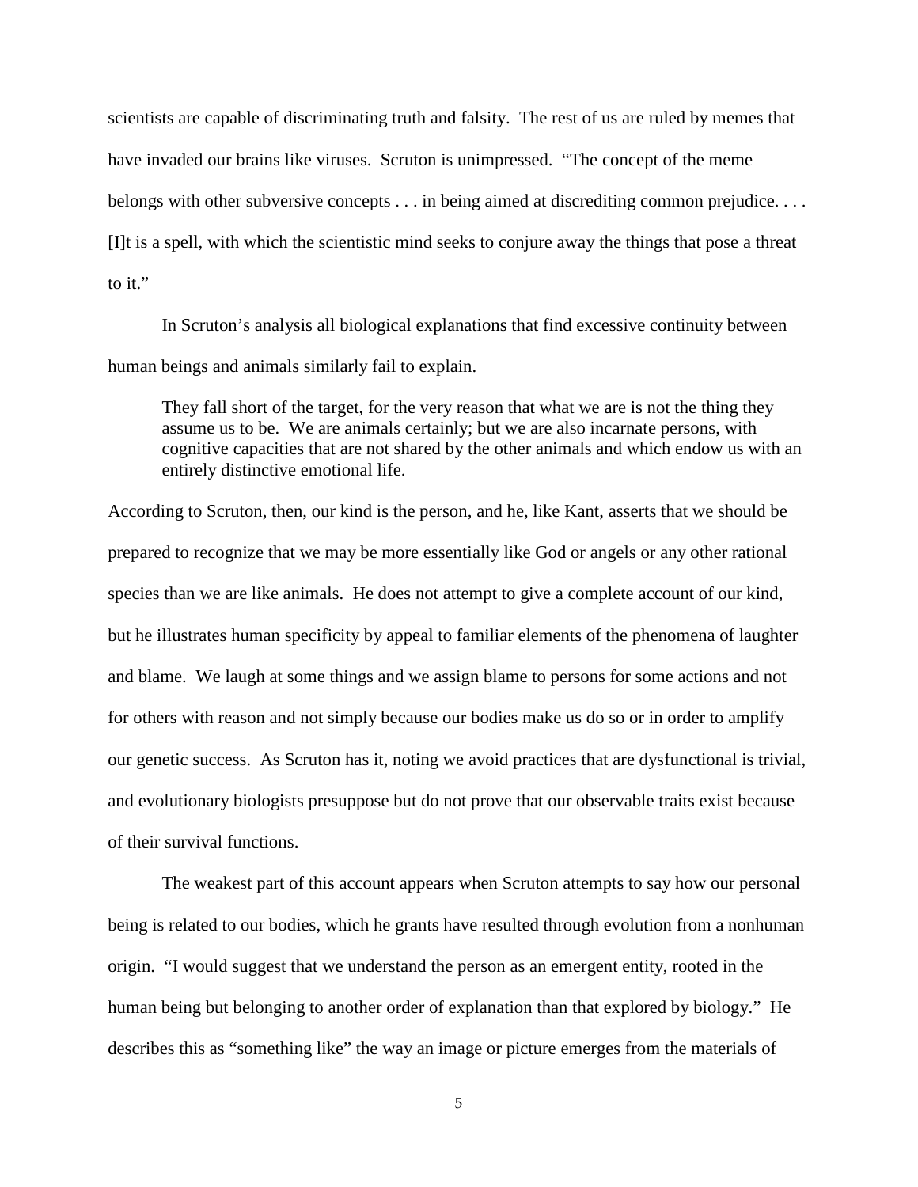scientists are capable of discriminating truth and falsity. The rest of us are ruled by memes that have invaded our brains like viruses. Scruton is unimpressed. "The concept of the meme belongs with other subversive concepts . . . in being aimed at discrediting common prejudice. . . . [I]t is a spell, with which the scientistic mind seeks to conjure away the things that pose a threat to it."

In Scruton's analysis all biological explanations that find excessive continuity between human beings and animals similarly fail to explain.

> They fall short of the target, for the very reason that what we are is not the thing they assume us to be. We are animals certainly; but we are also incarnate persons, with cognitive capacities that are not shared by the other animals and which endow us with an entirely distinctive emotional life.

According to Scruton, then, our kind is the person, and he, like Kant, asserts that we should be prepared to recognize that we may be more essentially like God or angels or any other rational species than we are like animals. He does not attempt to give a complete account of our kind, but he illustrates human specificity by appeal to familiar elements of the phenomena of laughter and blame. We laugh at some things and we assign blame to persons for some actions and not for others with reason and not simply because our bodies make us do so or in order to amplify our genetic success. As Scruton has it, noting we avoid practices that are dysfunctional is trivial, and evolutionary biologists presuppose but do not prove that our observable traits exist because of their survival functions.

The weakest part of this account appears when Scruton attempts to say how our personal being is related to our bodies, which he grants have resulted through evolution from a nonhuman origin. "I would suggest that we understand the person as an emergent entity, rooted in the human being but belonging to another order of explanation than that explored by biology." He describes this as "something like" the way an image or picture emerges from the materials of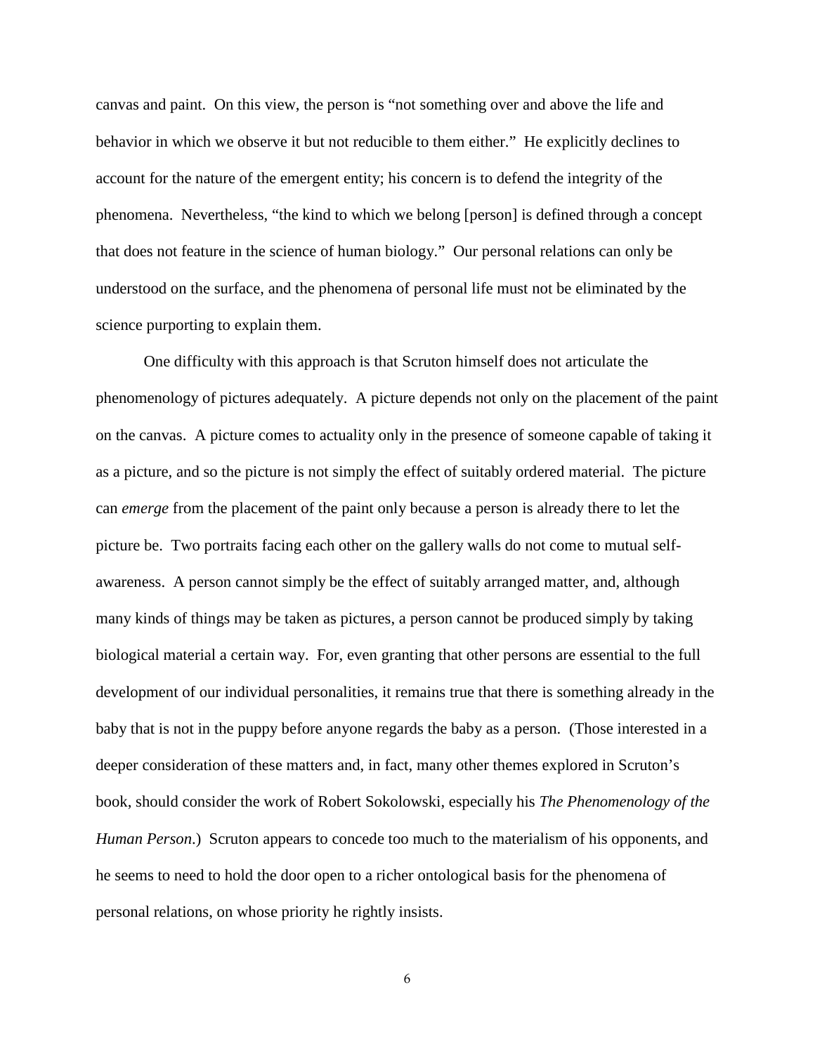canvas and paint. On this view, the person is "not something over and above the life and behavior in which we observe it but not reducible to them either." He explicitly declines to account for the nature of the emergent entity; his concern is to defend the integrity of the phenomena. Nevertheless, "the kind to which we belong [person] is defined through a concept that does not feature in the science of human biology." Our personal relations can only be understood on the surface, and the phenomena of personal life must not be eliminated by the science purporting to explain them.

One difficulty with this approach is that Scruton himself does not articulate the phenomenology of pictures adequately. A picture depends not only on the placement of the paint on the canvas. A picture comes to actuality only in the presence of someone capable of taking it as a picture, and so the picture is not simply the effect of suitably ordered material. The picture can *emerge* from the placement of the paint only because a person is already there to let the picture be. Two portraits facing each other on the gallery walls do not come to mutual self-awareness. A person cannot simply be the effect of suitably arranged matter, and, although many kinds of things may be taken as pictures, a person cannot be produced simply by taking biological material a certain way. For, even granting that other persons are essential to the full development of our individual personalities, it remains true that there is something already in the baby that is not in the puppy before anyone regards the baby as a person. (Those interested in a deeper consideration of these matters and, in fact, many other themes explored in Scruton's book, should consider the work of Robert Sokolowski, especially his *The Phenomenology of the Human Person*.) Scruton appears to concede too much to the materialism of his opponents, and he seems to need to hold the door open to a richer ontological basis for the phenomena of personal relations, on whose priority he rightly insists.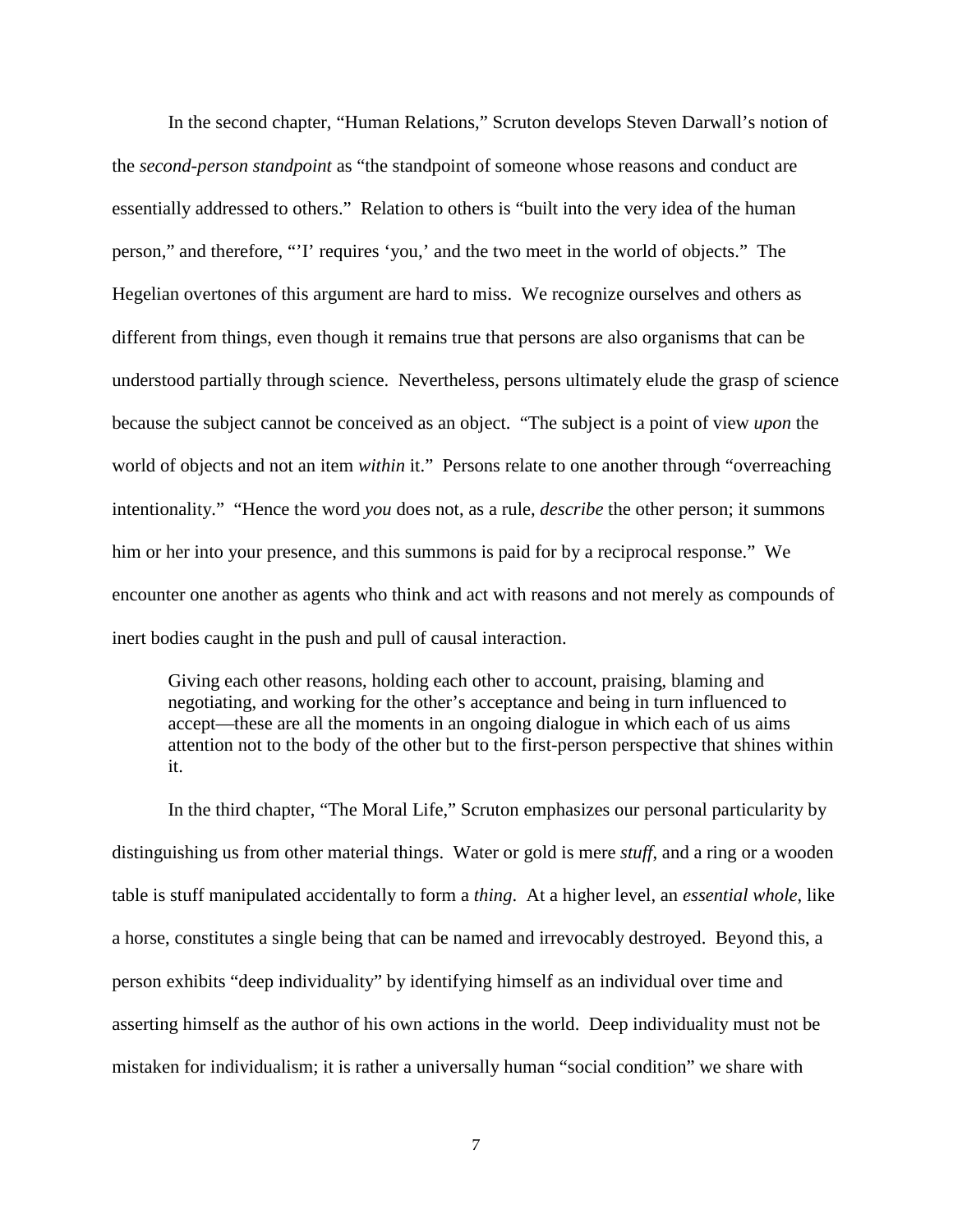In the second chapter, "Human Relations," Scruton develops Steven Darwall's notion of the *second-person standpoint* as "the standpoint of someone whose reasons and conduct are essentially addressed to others." Relation to others is "built into the very idea of the human person," and therefore, "'I' requires 'you,' and the two meet in the world of objects." The Hegelian overtones of this argument are hard to miss. We recognize ourselves and others as different from things, even though it remains true that persons are also organisms that can be understood partially through science. Nevertheless, persons ultimately elude the grasp of science because the subject cannot be conceived as an object. "The subject is a point of view *upon* the world of objects and not an item *within* it." Persons relate to one another through "overreaching intentionality." "Hence the word *you* does not, as a rule, *describe* the other person; it summons him or her into your presence, and this summons is paid for by a reciprocal response." We encounter one another as agents who think and act with reasons and not merely as compounds of inert bodies caught in the push and pull of causal interaction.

> Giving each other reasons, holding each other to account, praising, blaming and negotiating, and working for the other's acceptance and being in turn influenced to accept—these are all the moments in an ongoing dialogue in which each of us aims attention not to the body of the other but to the first-person perspective that shines within it.

In the third chapter, "The Moral Life," Scruton emphasizes our personal particularity by distinguishing us from other material things. Water or gold is mere *stuff*, and a ring or a wooden table is stuff manipulated accidentally to form a *thing*. At a higher level, an *essential whole*, like a horse, constitutes a single being that can be named and irrevocably destroyed. Beyond this, a person exhibits "deep individuality" by identifying himself as an individual over time and asserting himself as the author of his own actions in the world. Deep individuality must not be mistaken for individualism; it is rather a universally human "social condition" we share with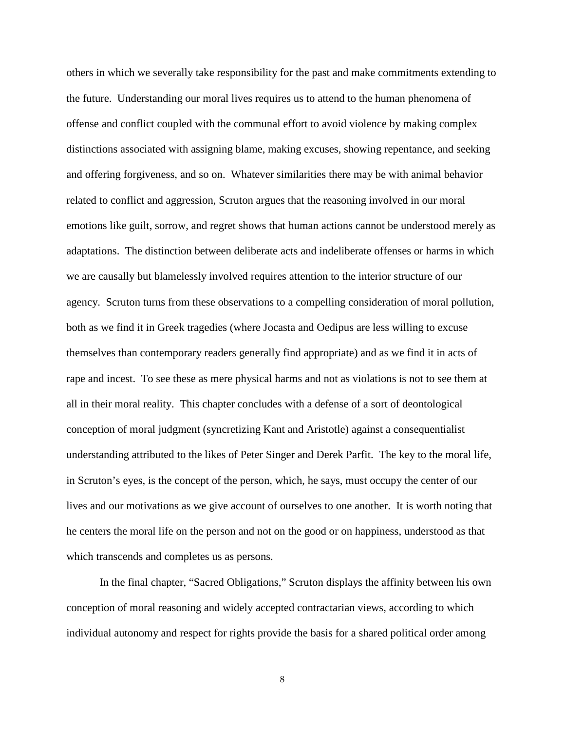others in which we severally take responsibility for the past and make commitments extending to the future. Understanding our moral lives requires us to attend to the human phenomena of offense and conflict coupled with the communal effort to avoid violence by making complex distinctions associated with assigning blame, making excuses, showing repentance, and seeking and offering forgiveness, and so on. Whatever similarities there may be with animal behavior related to conflict and aggression, Scruton argues that the reasoning involved in our moral emotions like guilt, sorrow, and regret shows that human actions cannot be understood merely as adaptations. The distinction between deliberate acts and indeliberate offenses or harms in which we are causally but blamelessly involved requires attention to the interior structure of our agency. Scruton turns from these observations to a compelling consideration of moral pollution, both as we find it in Greek tragedies (where Jocasta and Oedipus are less willing to excuse themselves than contemporary readers generally find appropriate) and as we find it in acts of rape and incest. To see these as mere physical harms and not as violations is not to see them at all in their moral reality. This chapter concludes with a defense of a sort of deontological conception of moral judgment (syncretizing Kant and Aristotle) against a consequentialist understanding attributed to the likes of Peter Singer and Derek Parfit. The key to the moral life, in Scruton's eyes, is the concept of the person, which, he says, must occupy the center of our lives and our motivations as we give account of ourselves to one another. It is worth noting that he centers the moral life on the person and not on the good or on happiness, understood as that which transcends and completes us as persons.

In the final chapter, "Sacred Obligations," Scruton displays the affinity between his own conception of moral reasoning and widely accepted contractarian views, according to which individual autonomy and respect for rights provide the basis for a shared political order among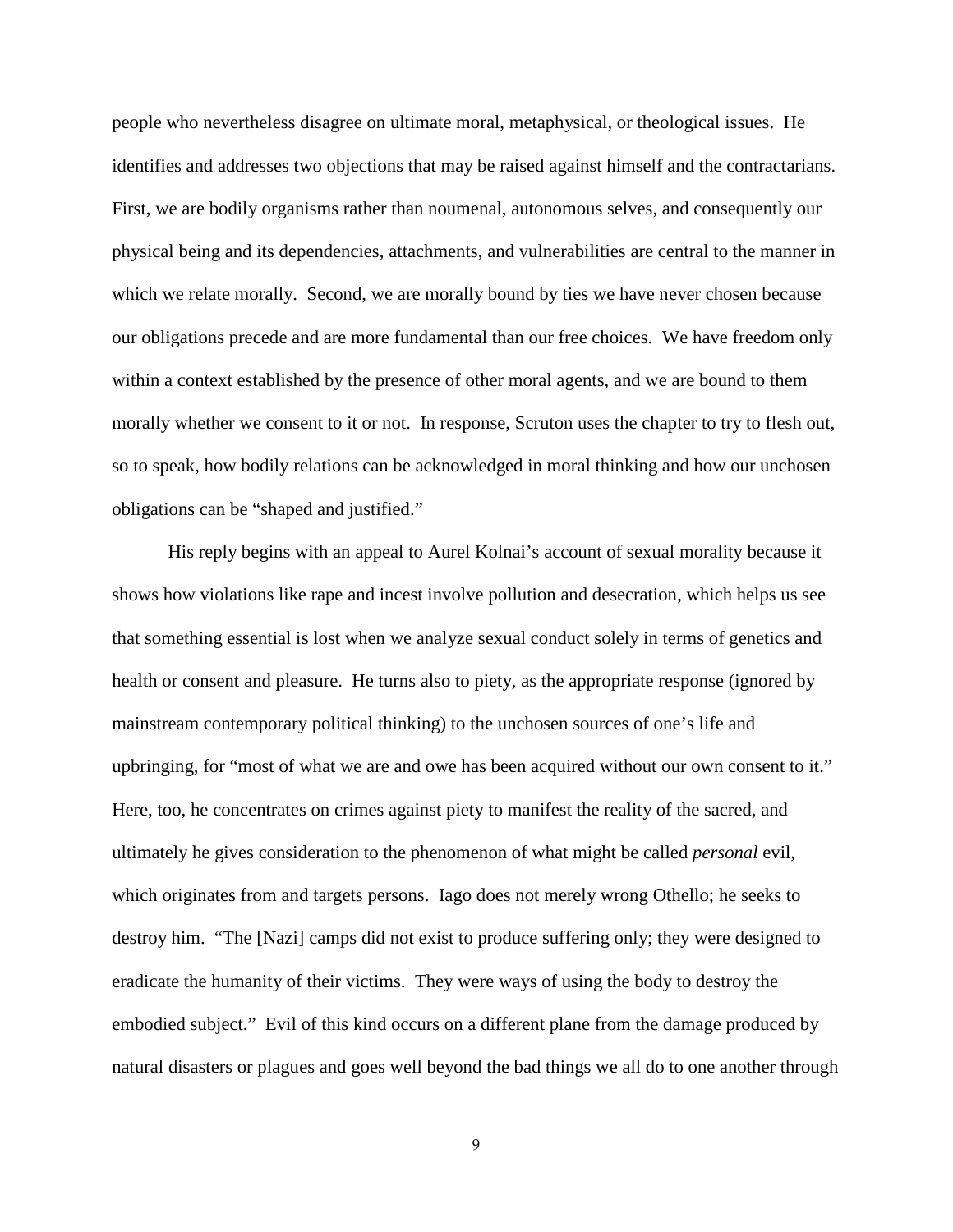people who nevertheless disagree on ultimate moral, metaphysical, or theological issues. He identifies and addresses two objections that may be raised against himself and the contractarians. First, we are bodily organisms rather than noumenal, autonomous selves, and consequently our physical being and its dependencies, attachments, and vulnerabilities are central to the manner in which we relate morally. Second, we are morally bound by ties we have never chosen because our obligations precede and are more fundamental than our free choices. We have freedom only within a context established by the presence of other moral agents, and we are bound to them morally whether we consent to it or not. In response, Scruton uses the chapter to try to flesh out, so to speak, how bodily relations can be acknowledged in moral thinking and how our unchosen obligations can be "shaped and justified."

His reply begins with an appeal to Aurel Kolnai's account of sexual morality because it shows how violations like rape and incest involve pollution and desecration, which helps us see that something essential is lost when we analyze sexual conduct solely in terms of genetics and health or consent and pleasure. He turns also to piety, as the appropriate response (ignored by mainstream contemporary political thinking) to the unchosen sources of one's life and upbringing, for "most of what we are and owe has been acquired without our own consent to it." Here, too, he concentrates on crimes against piety to manifest the reality of the sacred, and ultimately he gives consideration to the phenomenon of what might be called *personal* evil, which originates from and targets persons. Iago does not merely wrong Othello; he seeks to destroy him. "The [Nazi] camps did not exist to produce suffering only; they were designed to eradicate the humanity of their victims. They were ways of using the body to destroy the embodied subject." Evil of this kind occurs on a different plane from the damage produced by natural disasters or plagues and goes well beyond the bad things we all do to one another through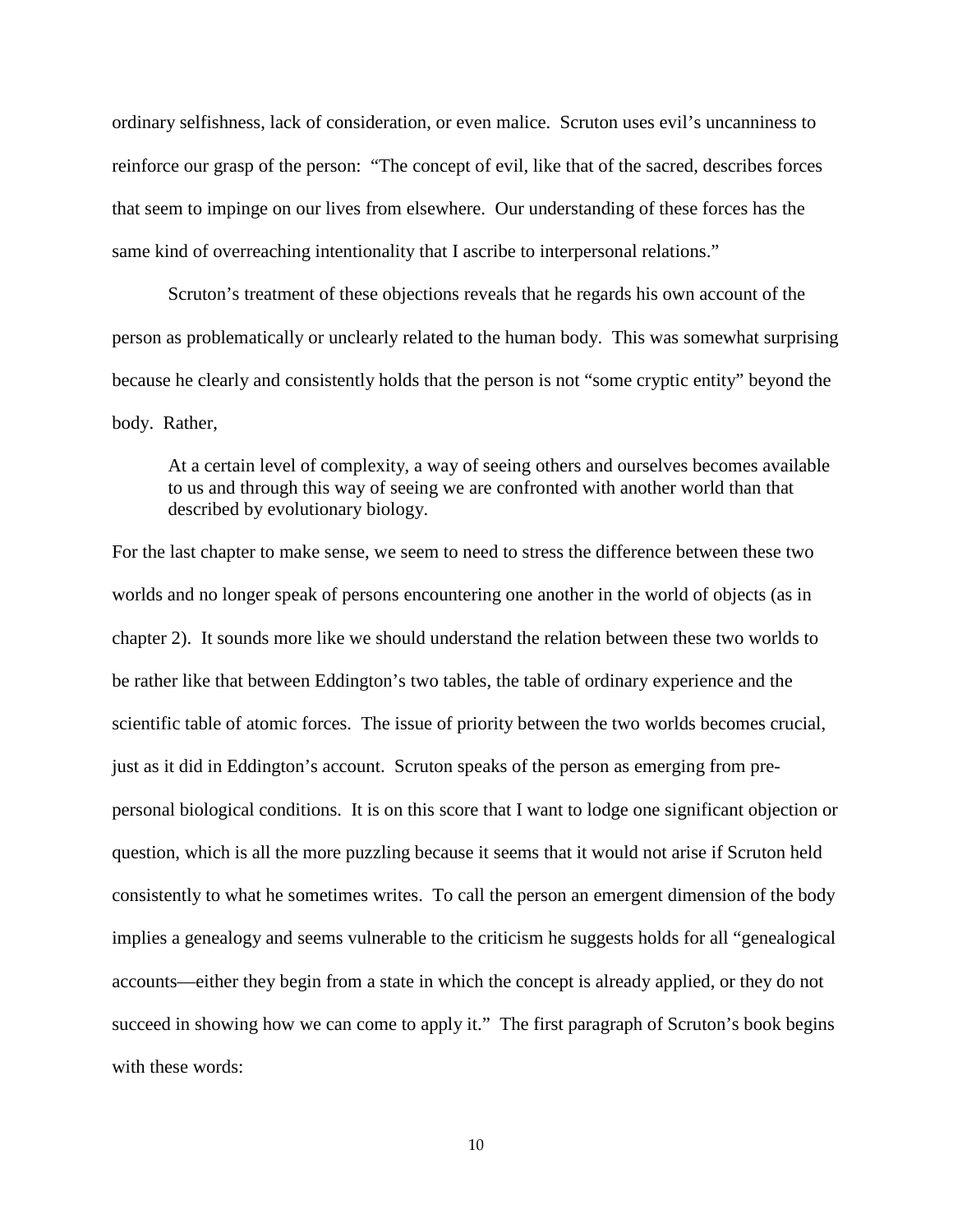ordinary selfishness, lack of consideration, or even malice. Scruton uses evil's uncanniness to reinforce our grasp of the person: "The concept of evil, like that of the sacred, describes forces that seem to impinge on our lives from elsewhere. Our understanding of these forces has the same kind of overreaching intentionality that I ascribe to interpersonal relations."

Scruton's treatment of these objections reveals that he regards his own account of the person as problematically or unclearly related to the human body. This was somewhat surprising because he clearly and consistently holds that the person is not "some cryptic entity" beyond the body. Rather,

> At a certain level of complexity, a way of seeing others and ourselves becomes available to us and through this way of seeing we are confronted with another world than that described by evolutionary biology.

For the last chapter to make sense, we seem to need to stress the difference between these two worlds and no longer speak of persons encountering one another in the world of objects (as in chapter 2). It sounds more like we should understand the relation between these two worlds to be rather like that between Eddington's two tables, the table of ordinary experience and the scientific table of atomic forces. The issue of priority between the two worlds becomes crucial, just as it did in Eddington's account. Scruton speaks of the person as emerging from pre-personal biological conditions. It is on this score that I want to lodge one significant objection or question, which is all the more puzzling because it seems that it would not arise if Scruton held consistently to what he sometimes writes. To call the person an emergent dimension of the body implies a genealogy and seems vulnerable to the criticism he suggests holds for all "genealogical accounts—either they begin from a state in which the concept is already applied, or they do not succeed in showing how we can come to apply it." The first paragraph of Scruton's book begins with these words: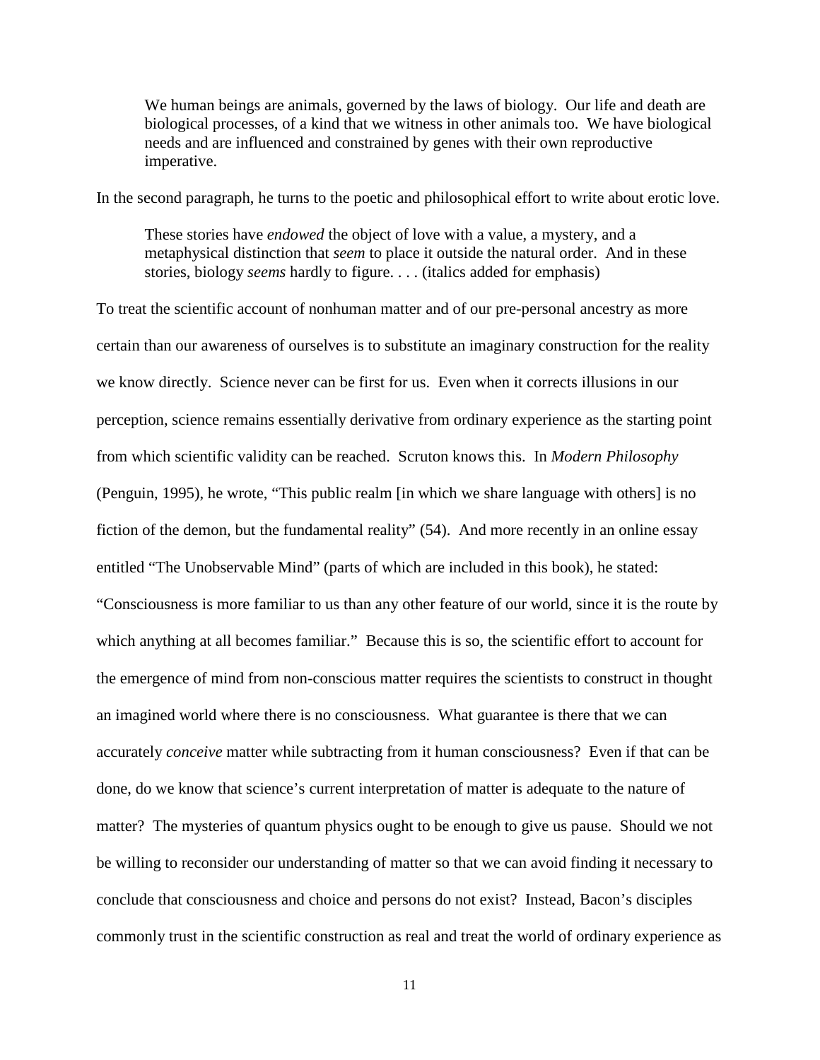> We human beings are animals, governed by the laws of biology. Our life and death are biological processes, of a kind that we witness in other animals too. We have biological needs and are influenced and constrained by genes with their own reproductive imperative.

In the second paragraph, he turns to the poetic and philosophical effort to write about erotic love.

> These stories have *endowed* the object of love with a value, a mystery, and a metaphysical distinction that *seem* to place it outside the natural order. And in these stories, biology *seems* hardly to figure. . . . (italics added for emphasis)

To treat the scientific account of nonhuman matter and of our pre-personal ancestry as more certain than our awareness of ourselves is to substitute an imaginary construction for the reality we know directly. Science never can be first for us. Even when it corrects illusions in our perception, science remains essentially derivative from ordinary experience as the starting point from which scientific validity can be reached. Scruton knows this. In *Modern Philosophy* (Penguin, 1995), he wrote, "This public realm [in which we share language with others] is no fiction of the demon, but the fundamental reality" (54). And more recently in an online essay entitled "The Unobservable Mind" (parts of which are included in this book), he stated: "Consciousness is more familiar to us than any other feature of our world, since it is the route by which anything at all becomes familiar." Because this is so, the scientific effort to account for the emergence of mind from non-conscious matter requires the scientists to construct in thought an imagined world where there is no consciousness. What guarantee is there that we can accurately *conceive* matter while subtracting from it human consciousness? Even if that can be done, do we know that science's current interpretation of matter is adequate to the nature of matter? The mysteries of quantum physics ought to be enough to give us pause. Should we not be willing to reconsider our understanding of matter so that we can avoid finding it necessary to conclude that consciousness and choice and persons do not exist? Instead, Bacon's disciples commonly trust in the scientific construction as real and treat the world of ordinary experience as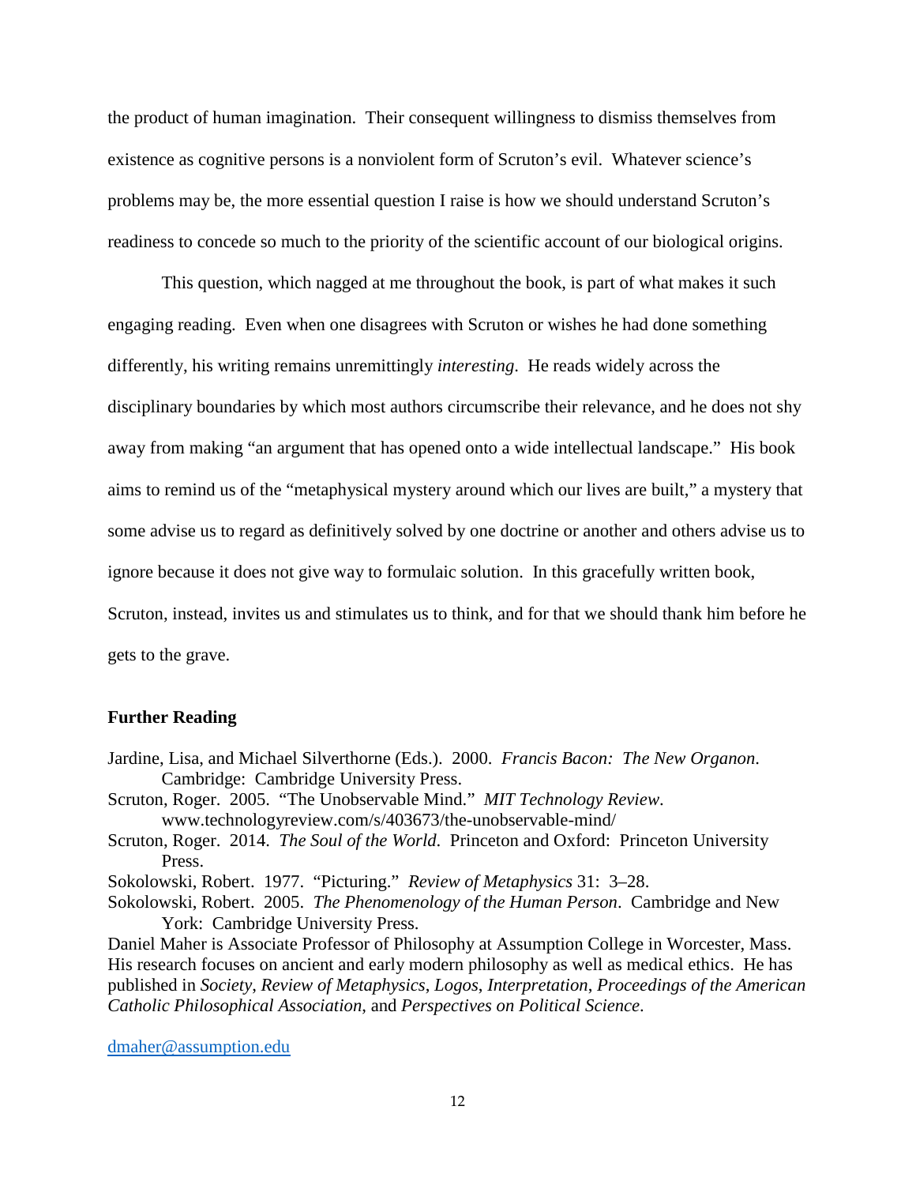the product of human imagination. Their consequent willingness to dismiss themselves from existence as cognitive persons is a nonviolent form of Scruton's evil. Whatever science's problems may be, the more essential question I raise is how we should understand Scruton's readiness to concede so much to the priority of the scientific account of our biological origins.

This question, which nagged at me throughout the book, is part of what makes it such engaging reading. Even when one disagrees with Scruton or wishes he had done something differently, his writing remains unremittingly *interesting*. He reads widely across the disciplinary boundaries by which most authors circumscribe their relevance, and he does not shy away from making "an argument that has opened onto a wide intellectual landscape." His book aims to remind us of the "metaphysical mystery around which our lives are built," a mystery that some advise us to regard as definitively solved by one doctrine or another and others advise us to ignore because it does not give way to formulaic solution. In this gracefully written book, Scruton, instead, invites us and stimulates us to think, and for that we should thank him before he gets to the grave.

## Further Reading

Jardine, Lisa, and Michael Silverthorne (Eds.). 2000. *Francis Bacon: The New Organon*. Cambridge: Cambridge University Press.

Scruton, Roger. 2005. "The Unobservable Mind." *MIT Technology Review*. www.technologyreview.com/s/403673/the-unobservable-mind/

Scruton, Roger. 2014. *The Soul of the World*. Princeton and Oxford: Princeton University Press.

Sokolowski, Robert. 1977. "Picturing." *Review of Metaphysics* 31: 3–28.

Sokolowski, Robert. 2005. *The Phenomenology of the Human Person*. Cambridge and New York: Cambridge University Press.

Daniel Maher is Associate Professor of Philosophy at Assumption College in Worcester, Mass. His research focuses on ancient and early modern philosophy as well as medical ethics. He has published in *Society*, *Review of Metaphysics*, *Logos*, *Interpretation*, *Proceedings of the American Catholic Philosophical Association*, and *Perspectives on Political Science*.

dmaher@assumption.edu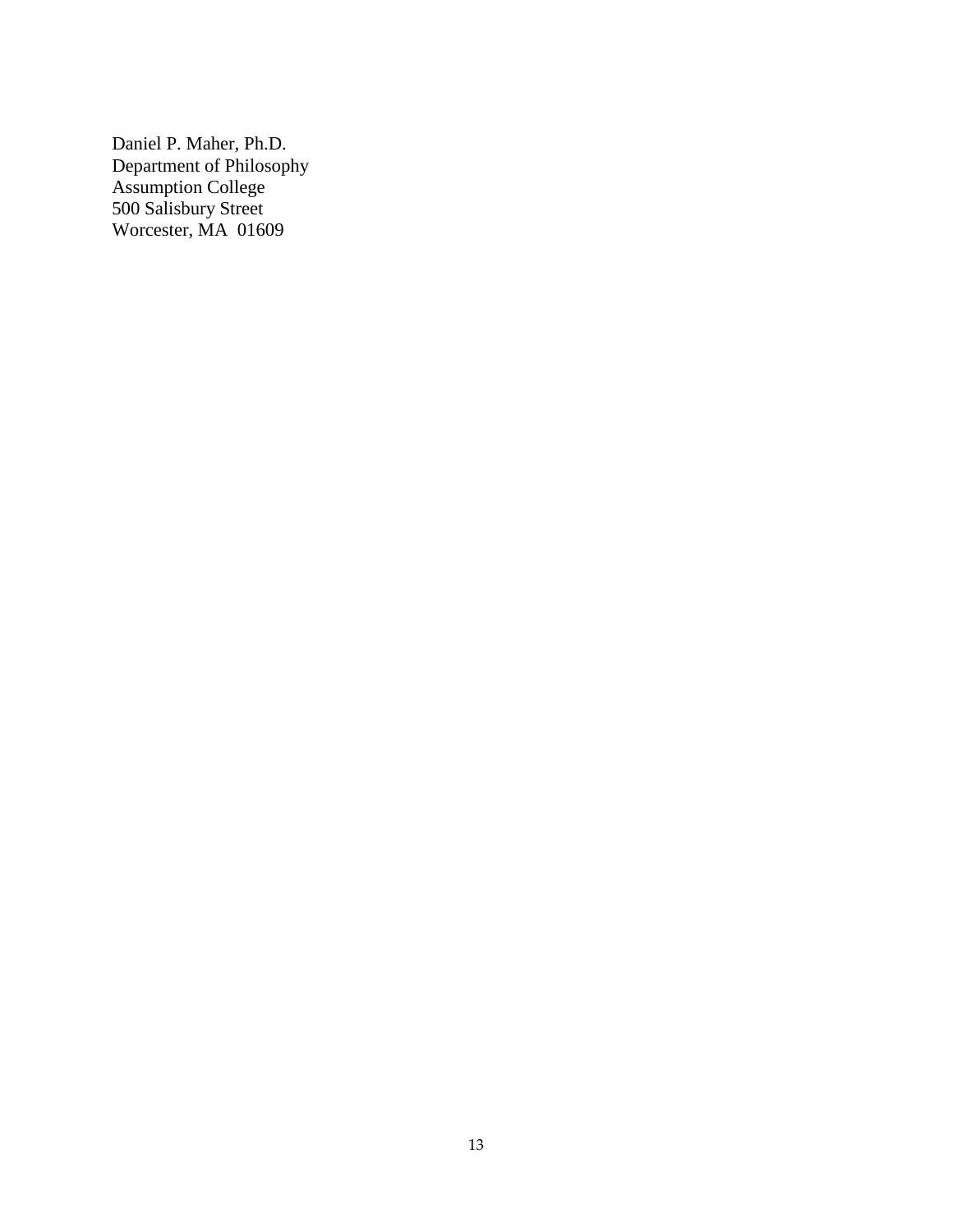Daniel P. Maher, Ph.D.
Department of Philosophy
Assumption College
500 Salisbury Street
Worcester, MA  01609